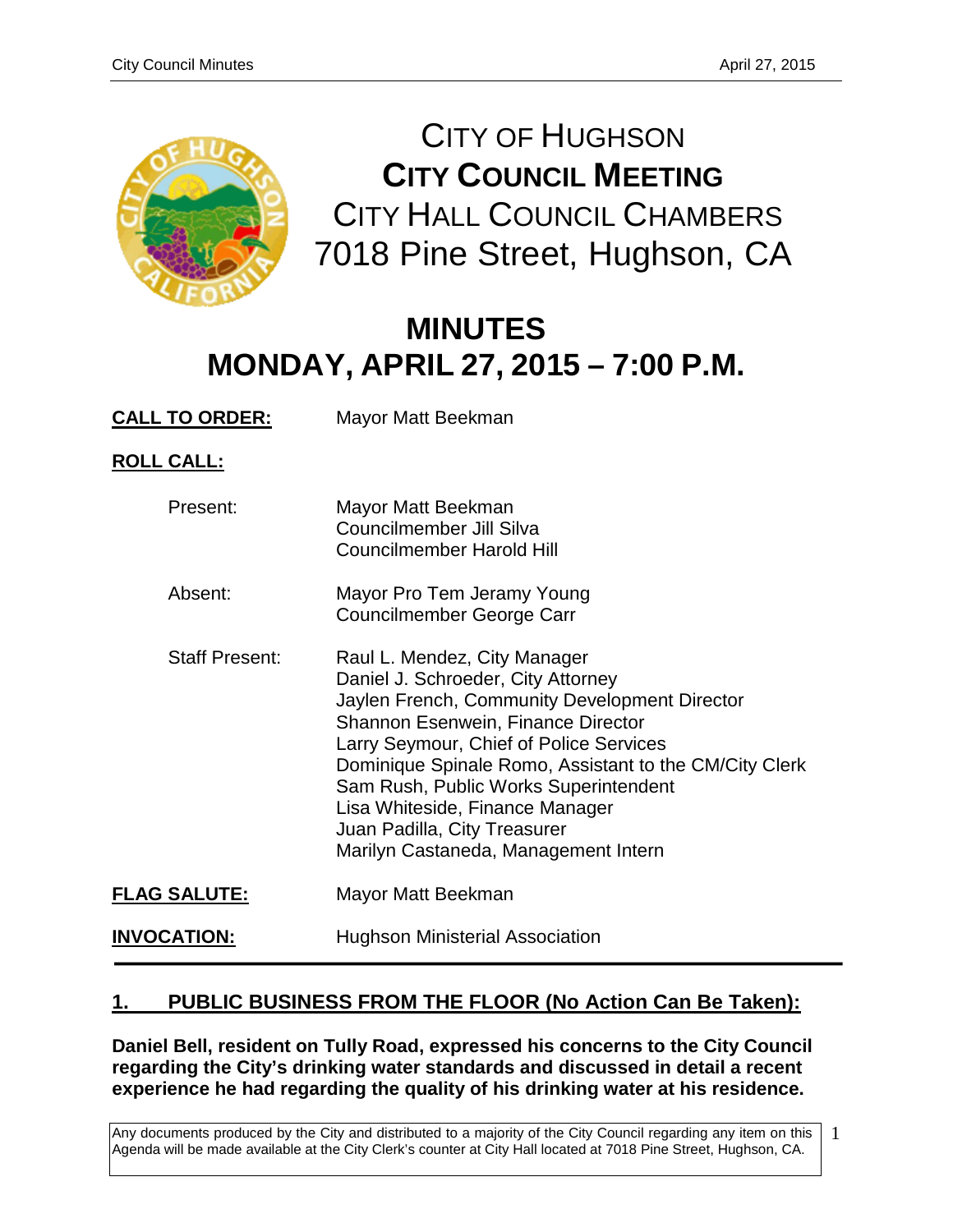# CITY OF HUGHSON
## CITY COUNCIL MEETING
CITY HALL COUNCIL CHAMBERS

7018 Pine Street, Hughson, CA

# MINUTES
# MONDAY, APRIL 27, 2015 – 7:00 P.M.

**CALL TO ORDER:** Mayor Matt Beekman

**ROLL CALL:**

Present:
Mayor Matt Beekman
Councilmember Jill Silva
Councilmember Harold Hill

Absent:
Mayor Pro Tem Jeramy Young
Councilmember George Carr

Staff Present:
Raul L. Mendez, City Manager
Daniel J. Schroeder, City Attorney
Jaylen French, Community Development Director
Shannon Esenwein, Finance Director
Larry Seymour, Chief of Police Services
Dominique Spinale Romo, Assistant to the CM/City Clerk
Sam Rush, Public Works Superintendent
Lisa Whiteside, Finance Manager
Juan Padilla, City Treasurer
Marilyn Castaneda, Management Intern

**FLAG SALUTE:** Mayor Matt Beekman

**INVOCATION:** Hughson Ministerial Association

---

## 1. PUBLIC BUSINESS FROM THE FLOOR (No Action Can Be Taken):

**Daniel Bell, resident on Tully Road, expressed his concerns to the City Council regarding the City's drinking water standards and discussed in detail a recent experience he had regarding the quality of his drinking water at his residence.**

Any documents produced by the City and distributed to a majority of the City Council regarding any item on this Agenda will be made available at the City Clerk's counter at City Hall located at 7018 Pine Street, Hughson, CA.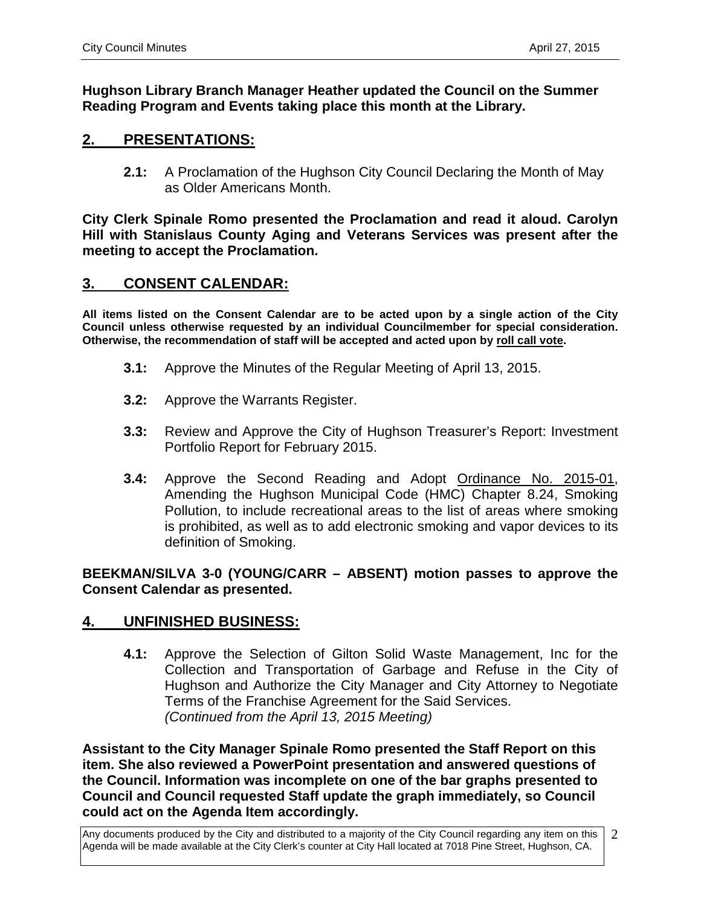**Hughson Library Branch Manager Heather updated the Council on the Summer Reading Program and Events taking place this month at the Library.**

## 2. PRESENTATIONS:

**2.1:** A Proclamation of the Hughson City Council Declaring the Month of May as Older Americans Month.

**City Clerk Spinale Romo presented the Proclamation and read it aloud. Carolyn Hill with Stanislaus County Aging and Veterans Services was present after the meeting to accept the Proclamation.**

## 3. CONSENT CALENDAR:

**All items listed on the Consent Calendar are to be acted upon by a single action of the City Council unless otherwise requested by an individual Councilmember for special consideration. Otherwise, the recommendation of staff will be accepted and acted upon by roll call vote.**

**3.1:** Approve the Minutes of the Regular Meeting of April 13, 2015.

**3.2:** Approve the Warrants Register.

**3.3:** Review and Approve the City of Hughson Treasurer's Report: Investment Portfolio Report for February 2015.

**3.4:** Approve the Second Reading and Adopt Ordinance No. 2015-01, Amending the Hughson Municipal Code (HMC) Chapter 8.24, Smoking Pollution, to include recreational areas to the list of areas where smoking is prohibited, as well as to add electronic smoking and vapor devices to its definition of Smoking.

**BEEKMAN/SILVA 3-0 (YOUNG/CARR – ABSENT) motion passes to approve the Consent Calendar as presented.**

## 4. UNFINISHED BUSINESS:

**4.1:** Approve the Selection of Gilton Solid Waste Management, Inc for the Collection and Transportation of Garbage and Refuse in the City of Hughson and Authorize the City Manager and City Attorney to Negotiate Terms of the Franchise Agreement for the Said Services.
*(Continued from the April 13, 2015 Meeting)*

**Assistant to the City Manager Spinale Romo presented the Staff Report on this item. She also reviewed a PowerPoint presentation and answered questions of the Council. Information was incomplete on one of the bar graphs presented to Council and Council requested Staff update the graph immediately, so Council could act on the Agenda Item accordingly.**

Any documents produced by the City and distributed to a majority of the City Council regarding any item on this Agenda will be made available at the City Clerk's counter at City Hall located at 7018 Pine Street, Hughson, CA.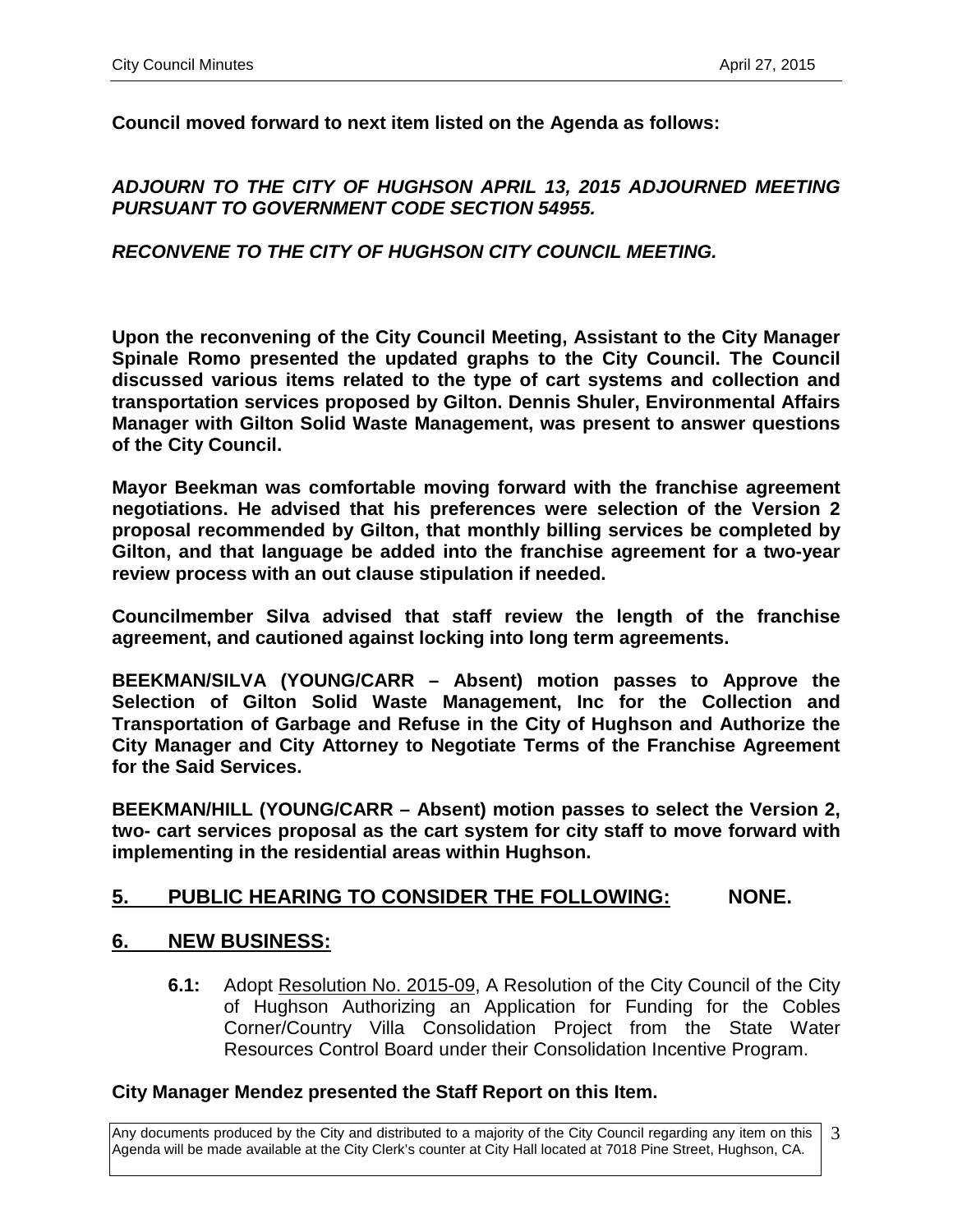**Council moved forward to next item listed on the Agenda as follows:**

***ADJOURN TO THE CITY OF HUGHSON APRIL 13, 2015 ADJOURNED MEETING PURSUANT TO GOVERNMENT CODE SECTION 54955.***

***RECONVENE TO THE CITY OF HUGHSON CITY COUNCIL MEETING.***

**Upon the reconvening of the City Council Meeting, Assistant to the City Manager Spinale Romo presented the updated graphs to the City Council. The Council discussed various items related to the type of cart systems and collection and transportation services proposed by Gilton. Dennis Shuler, Environmental Affairs Manager with Gilton Solid Waste Management, was present to answer questions of the City Council.**

**Mayor Beekman was comfortable moving forward with the franchise agreement negotiations. He advised that his preferences were selection of the Version 2 proposal recommended by Gilton, that monthly billing services be completed by Gilton, and that language be added into the franchise agreement for a two-year review process with an out clause stipulation if needed.**

**Councilmember Silva advised that staff review the length of the franchise agreement, and cautioned against locking into long term agreements.**

**BEEKMAN/SILVA (YOUNG/CARR – Absent) motion passes to Approve the Selection of Gilton Solid Waste Management, Inc for the Collection and Transportation of Garbage and Refuse in the City of Hughson and Authorize the City Manager and City Attorney to Negotiate Terms of the Franchise Agreement for the Said Services.**

**BEEKMAN/HILL (YOUNG/CARR – Absent) motion passes to select the Version 2, two- cart services proposal as the cart system for city staff to move forward with implementing in the residential areas within Hughson.**

## 5. PUBLIC HEARING TO CONSIDER THE FOLLOWING: NONE.

## 6. NEW BUSINESS:

**6.1:** Adopt Resolution No. 2015-09, A Resolution of the City Council of the City of Hughson Authorizing an Application for Funding for the Cobles Corner/Country Villa Consolidation Project from the State Water Resources Control Board under their Consolidation Incentive Program.

**City Manager Mendez presented the Staff Report on this Item.**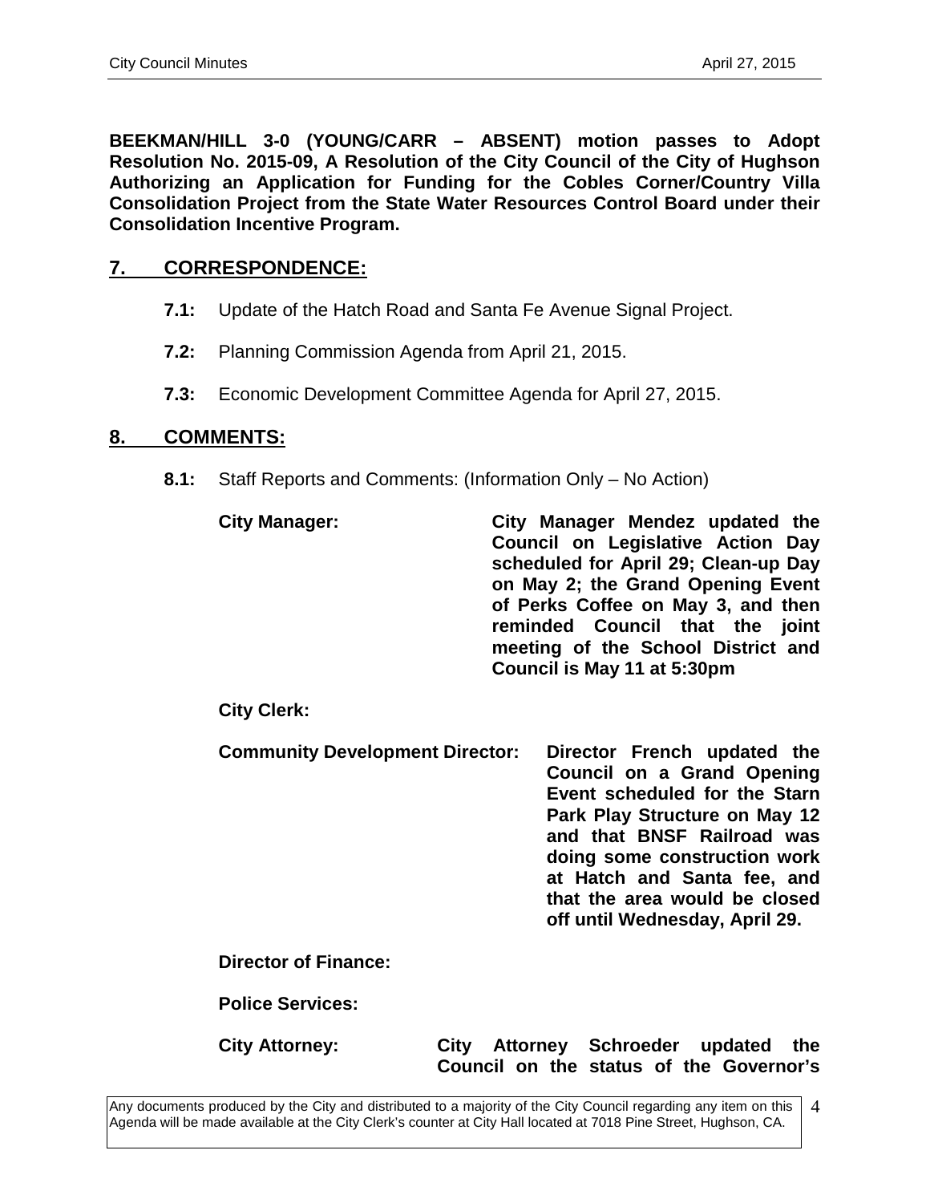**BEEKMAN/HILL 3-0 (YOUNG/CARR – ABSENT) motion passes to Adopt Resolution No. 2015-09, A Resolution of the City Council of the City of Hughson Authorizing an Application for Funding for the Cobles Corner/Country Villa Consolidation Project from the State Water Resources Control Board under their Consolidation Incentive Program.**

## 7. CORRESPONDENCE:

**7.1:** Update of the Hatch Road and Santa Fe Avenue Signal Project.

**7.2:** Planning Commission Agenda from April 21, 2015.

**7.3:** Economic Development Committee Agenda for April 27, 2015.

## 8. COMMENTS:

**8.1:** Staff Reports and Comments: (Information Only – No Action)

**City Manager:** **City Manager Mendez updated the Council on Legislative Action Day scheduled for April 29; Clean-up Day on May 2; the Grand Opening Event of Perks Coffee on May 3, and then reminded Council that the joint meeting of the School District and Council is May 11 at 5:30pm**

**City Clerk:**

**Community Development Director:** **Director French updated the Council on a Grand Opening Event scheduled for the Starn Park Play Structure on May 12 and that BNSF Railroad was doing some construction work at Hatch and Santa fee, and that the area would be closed off until Wednesday, April 29.**

**Director of Finance:**

**Police Services:**

**City Attorney:** **City Attorney Schroeder updated the Council on the status of the Governor's**

Any documents produced by the City and distributed to a majority of the City Council regarding any item on this Agenda will be made available at the City Clerk's counter at City Hall located at 7018 Pine Street, Hughson, CA.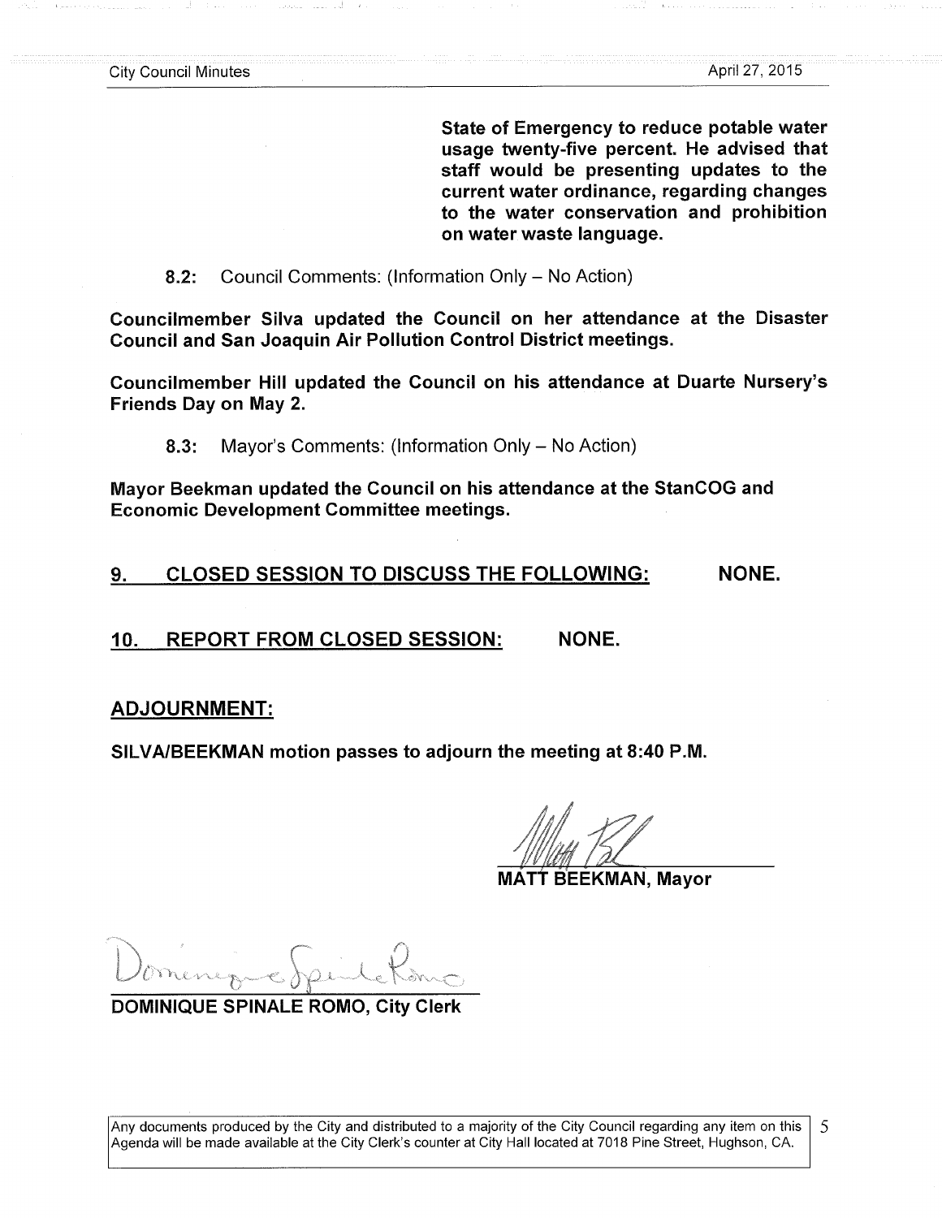**State of Emergency to reduce potable water usage twenty-five percent. He advised that staff would be presenting updates to the current water ordinance, regarding changes to the water conservation and prohibition on water waste language.**

**8.2:** Council Comments: (Information Only – No Action)

**Councilmember Silva updated the Council on her attendance at the Disaster Council and San Joaquin Air Pollution Control District meetings.**

**Councilmember Hill updated the Council on his attendance at Duarte Nursery's Friends Day on May 2.**

**8.3:** Mayor's Comments: (Information Only – No Action)

**Mayor Beekman updated the Council on his attendance at the StanCOG and Economic Development Committee meetings.**

## 9. CLOSED SESSION TO DISCUSS THE FOLLOWING: NONE.

## 10. REPORT FROM CLOSED SESSION: NONE.

## ADJOURNMENT:

**SILVA/BEEKMAN motion passes to adjourn the meeting at 8:40 P.M.**

**MATT BEEKMAN, Mayor**

**DOMINIQUE SPINALE ROMO, City Clerk**

Any documents produced by the City and distributed to a majority of the City Council regarding any item on this Agenda will be made available at the City Clerk's counter at City Hall located at 7018 Pine Street, Hughson, CA.